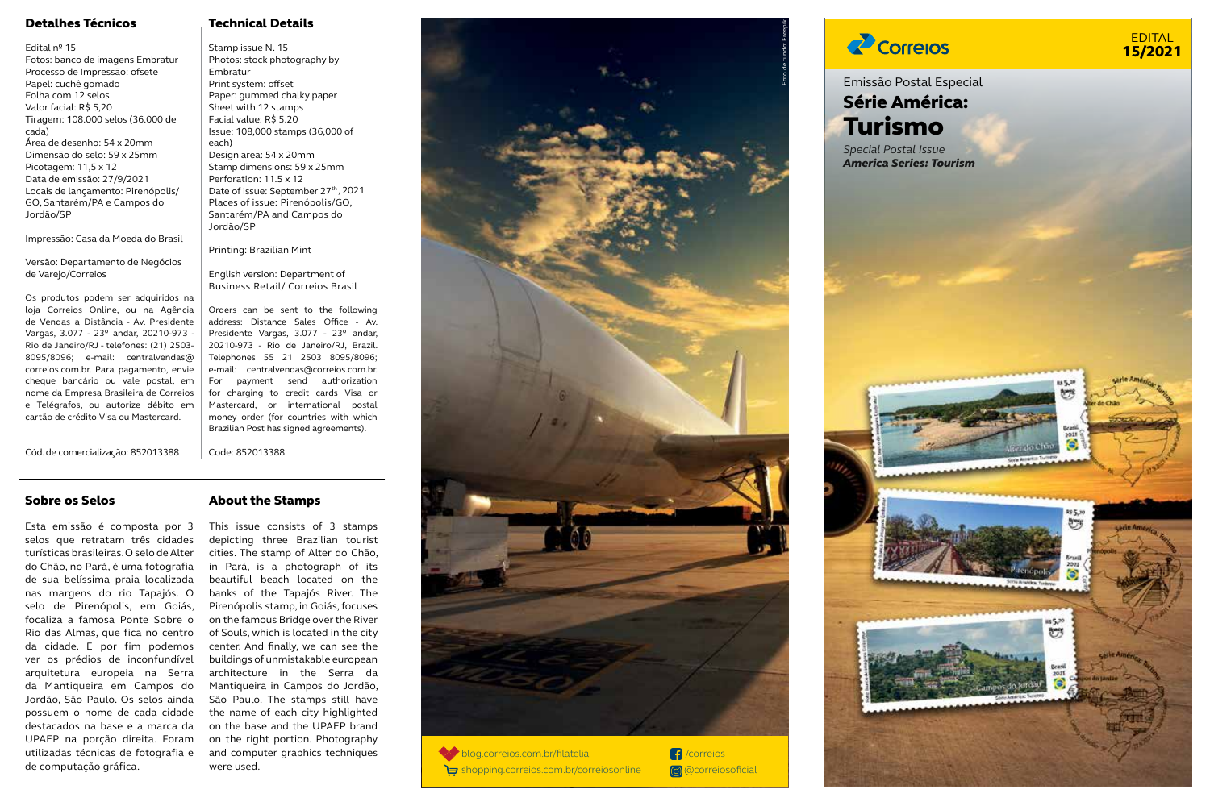## Detalhes Técnicos

Edital nº 15
Fotos: banco de imagens Embratur
Processo de Impressão: ofsete
Papel: cuchê gomado
Folha com 12 selos
Valor facial: R$ 5,20
Tiragem: 108.000 selos (36.000 de cada)
Área de desenho: 54 x 20mm
Dimensão do selo: 59 x 25mm
Picotagem: 11,5 x 12
Data de emissão: 27/9/2021
Locais de lançamento: Pirenópolis/GO, Santarém/PA e Campos do Jordão/SP

Impressão: Casa da Moeda do Brasil

Versão: Departamento de Negócios de Varejo/Correios

Os produtos podem ser adquiridos na loja Correios Online, ou na Agência de Vendas a Distância - Av. Presidente Vargas, 3.077 - 23º andar, 20210-973 - Rio de Janeiro/RJ - telefones: (21) 2503-8095/8096; e-mail: centralvendas@correios.com.br. Para pagamento, envie cheque bancário ou vale postal, em nome da Empresa Brasileira de Correios e Telégrafos, ou autorize débito em cartão de crédito Visa ou Mastercard.

Cód. de comercialização: 852013388

## Technical Details

Stamp issue N. 15
Photos: stock photography by Embratur
Print system: offset
Paper: gummed chalky paper
Sheet with 12 stamps
Facial value: R$ 5.20
Issue: 108,000 stamps (36,000 of each)
Design area: 54 x 20mm
Stamp dimensions: 59 x 25mm
Perforation: 11.5 x 12
Date of issue: September 27th, 2021
Places of issue: Pirenópolis/GO, Santarém/PA and Campos do Jordão/SP

Printing: Brazilian Mint

English version: Department of Business Retail/ Correios Brasil

Orders can be sent to the following address: Distance Sales Office - Av. Presidente Vargas, 3.077 - 23º andar, 20210-973 - Rio de Janeiro/RJ, Brazil. Telephones 55 21 2503 8095/8096; e-mail: centralvendas@correios.com.br. For payment send authorization for charging to credit cards Visa or Mastercard, or international postal money order (for countries with which Brazilian Post has signed agreements).

Code: 852013388

## Sobre os Selos

Esta emissão é composta por 3 selos que retratam três cidades turísticas brasileiras. O selo de Alter do Chão, no Pará, é uma fotografia de sua belíssima praia localizada nas margens do rio Tapajós. O selo de Pirenópolis, em Goiás, focaliza a famosa Ponte Sobre o Rio das Almas, que fica no centro da cidade. E por fim podemos ver os prédios de inconfundível arquitetura europeia na Serra da Mantiqueira em Campos do Jordão, São Paulo. Os selos ainda possuem o nome de cada cidade destacados na base e a marca da UPAEP na porção direita. Foram utilizadas técnicas de fotografia e de computação gráfica.

## About the Stamps

This issue consists of 3 stamps depicting three Brazilian tourist cities. The stamp of Alter do Chão, in Pará, is a photograph of its beautiful beach located on the banks of the Tapajós River. The Pirenópolis stamp, in Goiás, focuses on the famous Bridge over the River of Souls, which is located in the city center. And finally, we can see the buildings of unmistakable european architecture in the Serra da Mantiqueira in Campos do Jordão, São Paulo. The stamps still have the name of each city highlighted on the base and the UPAEP brand on the right portion. Photography and computer graphics techniques were used.

Foto de fundo: Freepik

blog.correios.com.br/filatelia
shopping.correios.com.br/correiosonline
/correios
@correiosoficial

Correios

EDITAL
**15/2021**

Emissão Postal Especial
# Série América: Turismo

*Special Postal Issue*
***America Series: Tourism***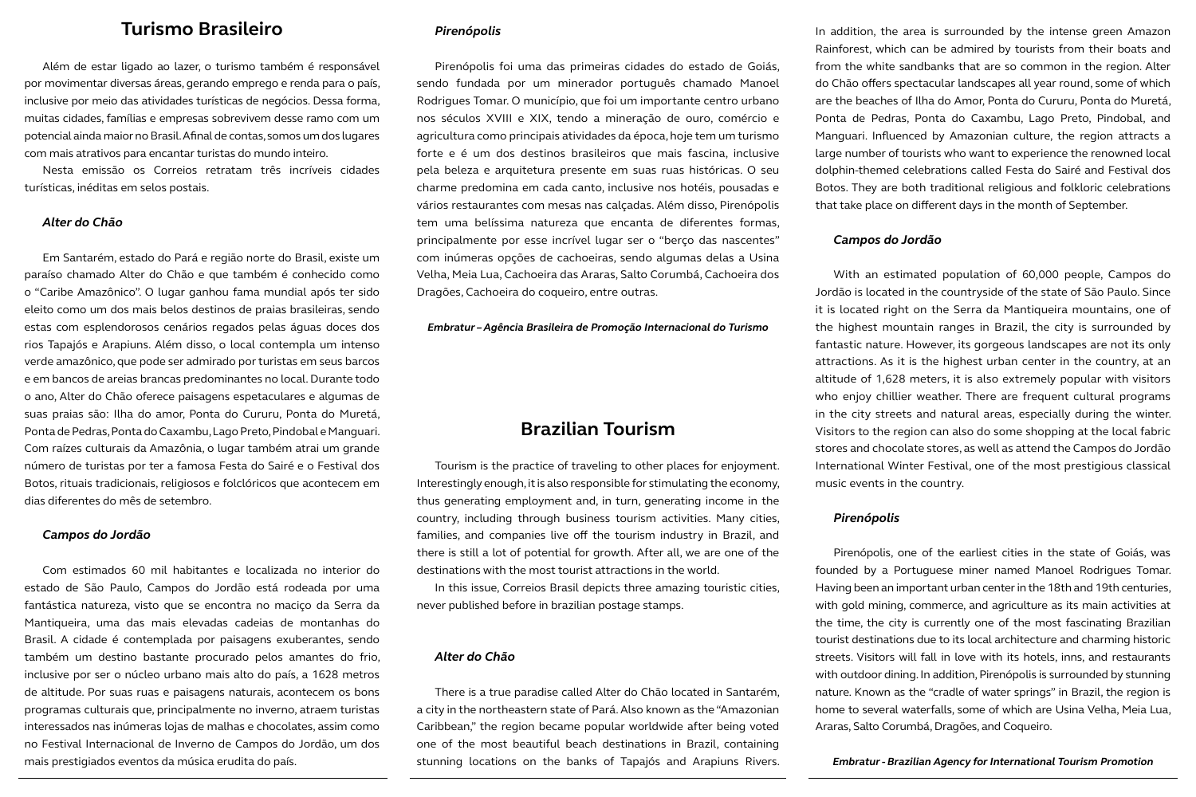# Turismo Brasileiro

Além de estar ligado ao lazer, o turismo também é responsável por movimentar diversas áreas, gerando emprego e renda para o país, inclusive por meio das atividades turísticas de negócios. Dessa forma, muitas cidades, famílias e empresas sobrevivem desse ramo com um potencial ainda maior no Brasil. Afinal de contas, somos um dos lugares com mais atrativos para encantar turistas do mundo inteiro.

Nesta emissão os Correios retratam três incríveis cidades turísticas, inéditas em selos postais.

### *Alter do Chão*

Em Santarém, estado do Pará e região norte do Brasil, existe um paraíso chamado Alter do Chão e que também é conhecido como o “Caribe Amazônico”. O lugar ganhou fama mundial após ter sido eleito como um dos mais belos destinos de praias brasileiras, sendo estas com esplendorosos cenários regados pelas águas doces dos rios Tapajós e Arapiuns. Além disso, o local contempla um intenso verde amazônico, que pode ser admirado por turistas em seus barcos e em bancos de areias brancas predominantes no local. Durante todo o ano, Alter do Chão oferece paisagens espetaculares e algumas de suas praias são: Ilha do amor, Ponta do Cururu, Ponta do Muretá, Ponta de Pedras, Ponta do Caxambu, Lago Preto, Pindobal e Manguari. Com raízes culturais da Amazônia, o lugar também atrai um grande número de turistas por ter a famosa Festa do Sairé e o Festival dos Botos, rituais tradicionais, religiosos e folclóricos que acontecem em dias diferentes do mês de setembro.

### *Campos do Jordão*

Com estimados 60 mil habitantes e localizada no interior do estado de São Paulo, Campos do Jordão está rodeada por uma fantástica natureza, visto que se encontra no maciço da Serra da Mantiqueira, uma das mais elevadas cadeias de montanhas do Brasil. A cidade é contemplada por paisagens exuberantes, sendo também um destino bastante procurado pelos amantes do frio, inclusive por ser o núcleo urbano mais alto do país, a 1628 metros de altitude. Por suas ruas e paisagens naturais, acontecem os bons programas culturais que, principalmente no inverno, atraem turistas interessados nas inúmeras lojas de malhas e chocolates, assim como no Festival Internacional de Inverno de Campos do Jordão, um dos mais prestigiados eventos da música erudita do país.

### *Pirenópolis*

Pirenópolis foi uma das primeiras cidades do estado de Goiás, sendo fundada por um minerador português chamado Manoel Rodrigues Tomar. O município, que foi um importante centro urbano nos séculos XVIII e XIX, tendo a mineração de ouro, comércio e agricultura como principais atividades da época, hoje tem um turismo forte e é um dos destinos brasileiros que mais fascina, inclusive pela beleza e arquitetura presente em suas ruas históricas. O seu charme predomina em cada canto, inclusive nos hotéis, pousadas e vários restaurantes com mesas nas calçadas. Além disso, Pirenópolis tem uma belíssima natureza que encanta de diferentes formas, principalmente por esse incrível lugar ser o “berço das nascentes” com inúmeras opções de cachoeiras, sendo algumas delas a Usina Velha, Meia Lua, Cachoeira das Araras, Salto Corumbá, Cachoeira dos Dragões, Cachoeira do coqueiro, entre outras.

***Embratur – Agência Brasileira de Promoção Internacional do Turismo***

# Brazilian Tourism

Tourism is the practice of traveling to other places for enjoyment. Interestingly enough, it is also responsible for stimulating the economy, thus generating employment and, in turn, generating income in the country, including through business tourism activities. Many cities, families, and companies live off the tourism industry in Brazil, and there is still a lot of potential for growth. After all, we are one of the destinations with the most tourist attractions in the world.

In this issue, Correios Brasil depicts three amazing touristic cities, never published before in brazilian postage stamps.

### *Alter do Chão*

There is a true paradise called Alter do Chão located in Santarém, a city in the northeastern state of Pará. Also known as the “Amazonian Caribbean,” the region became popular worldwide after being voted one of the most beautiful beach destinations in Brazil, containing stunning locations on the banks of Tapajós and Arapiuns Rivers. In addition, the area is surrounded by the intense green Amazon Rainforest, which can be admired by tourists from their boats and from the white sandbanks that are so common in the region. Alter do Chão offers spectacular landscapes all year round, some of which are the beaches of Ilha do Amor, Ponta do Cururu, Ponta do Muretá, Ponta de Pedras, Ponta do Caxambu, Lago Preto, Pindobal, and Manguari. Influenced by Amazonian culture, the region attracts a large number of tourists who want to experience the renowned local dolphin-themed celebrations called Festa do Sairé and Festival dos Botos. They are both traditional religious and folkloric celebrations that take place on different days in the month of September.

### *Campos do Jordão*

With an estimated population of 60,000 people, Campos do Jordão is located in the countryside of the state of São Paulo. Since it is located right on the Serra da Mantiqueira mountains, one of the highest mountain ranges in Brazil, the city is surrounded by fantastic nature. However, its gorgeous landscapes are not its only attractions. As it is the highest urban center in the country, at an altitude of 1,628 meters, it is also extremely popular with visitors who enjoy chillier weather. There are frequent cultural programs in the city streets and natural areas, especially during the winter. Visitors to the region can also do some shopping at the local fabric stores and chocolate stores, as well as attend the Campos do Jordão International Winter Festival, one of the most prestigious classical music events in the country.

### *Pirenópolis*

Pirenópolis, one of the earliest cities in the state of Goiás, was founded by a Portuguese miner named Manoel Rodrigues Tomar. Having been an important urban center in the 18th and 19th centuries, with gold mining, commerce, and agriculture as its main activities at the time, the city is currently one of the most fascinating Brazilian tourist destinations due to its local architecture and charming historic streets. Visitors will fall in love with its hotels, inns, and restaurants with outdoor dining. In addition, Pirenópolis is surrounded by stunning nature. Known as the “cradle of water springs” in Brazil, the region is home to several waterfalls, some of which are Usina Velha, Meia Lua, Araras, Salto Corumbá, Dragões, and Coqueiro.

***Embratur - Brazilian Agency for International Tourism Promotion***